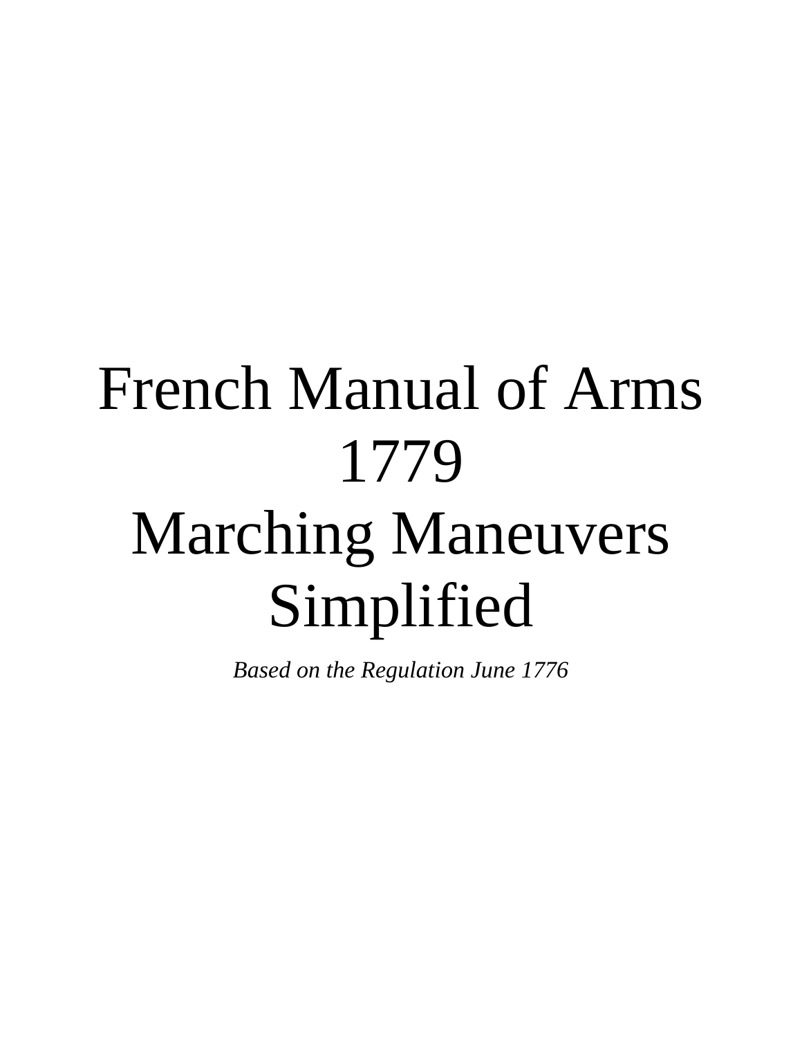# French Manual of Arms 1779

# Marching Maneuvers Simplified

*Based on the Regulation June 1776*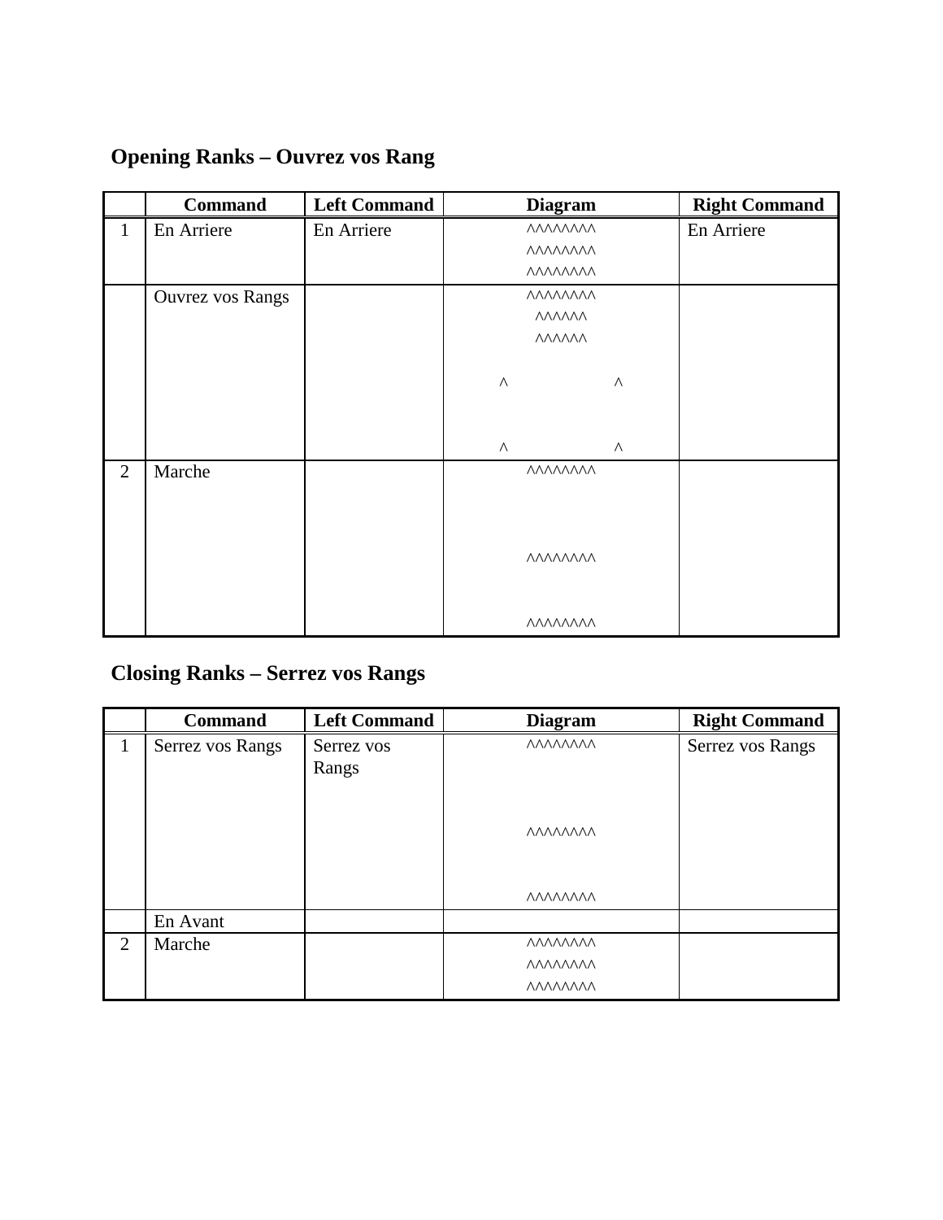## Opening Ranks – Ouvrez vos Rang

| | Command | Left Command | Diagram | Right Command |
|---|---|---|---|---|
| 1 | En Arriere | En Arriere | ^^^^^^^^<br>^^^^^^^^<br>^^^^^^^^ | En Arriere |
| | Ouvrez vos Rangs | | ^^^^^^^^<br>^^^^^^<br>^^^^^^<br><br>^ ^<br><br>^ ^ | |
| 2 | Marche | | ^^^^^^^^<br><br>^^^^^^^^<br><br>^^^^^^^^ | |

## Closing Ranks – Serrez vos Rangs

| | Command | Left Command | Diagram | Right Command |
|---|---|---|---|---|
| 1 | Serrez vos Rangs | Serrez vos Rangs | ^^^^^^^^<br><br>^^^^^^^^<br><br>^^^^^^^^ | Serrez vos Rangs |
| | En Avant | | | |
| 2 | Marche | | ^^^^^^^^<br>^^^^^^^^<br>^^^^^^^^ | |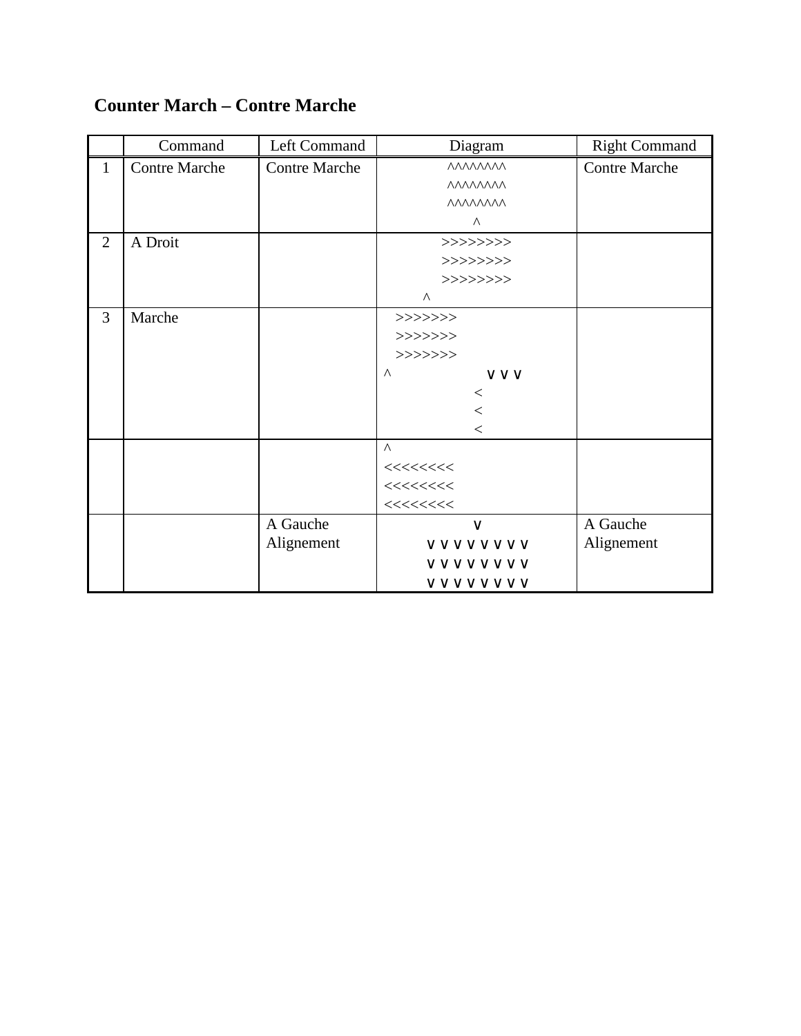## Counter March – Contre Marche

| | Command | Left Command | Diagram | Right Command |
|---|---|---|---|---|
| 1 | Contre Marche | Contre Marche | ^^^^^^^^<br>^^^^^^^^<br>^^^^^^^^<br>^ | Contre Marche |
| 2 | A Droit | | >>>>>>>><br>>>>>>>>><br>>>>>>>>><br>^ | |
| 3 | Marche | | >>>>>>><br>>>>>>>><br>>>>>>>><br>^ ∨ ∨ ∨<br><<br><<br>< | |
| | | | ^<br><<<<<<<<<br><<<<<<<<<br><<<<<<<< | |
| | | A Gauche Alignement | ∨<br>∨ ∨ ∨ ∨ ∨ ∨ ∨ ∨<br>∨ ∨ ∨ ∨ ∨ ∨ ∨ ∨<br>∨ ∨ ∨ ∨ ∨ ∨ ∨ ∨ | A Gauche Alignement |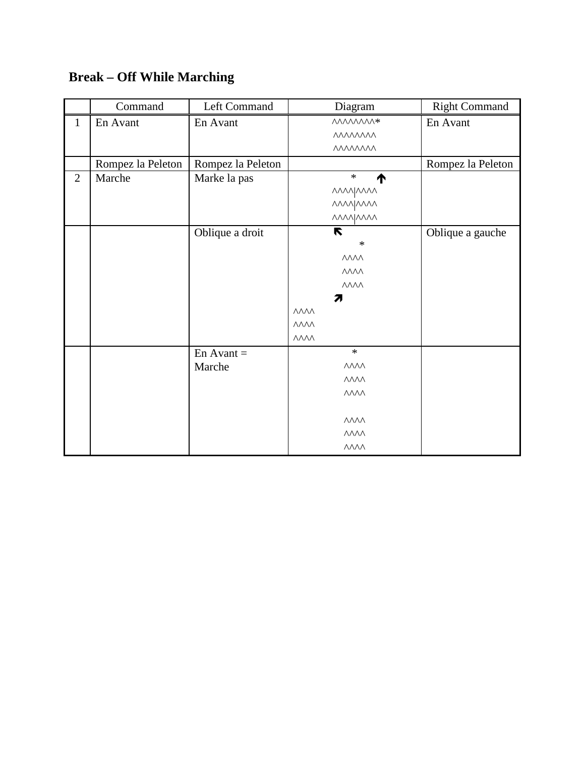## Break – Off While Marching

| | Command | Left Command | Diagram | Right Command |
|---|---|---|---|---|
| 1 | En Avant | En Avant | ^^^^^^^^*<br>^^^^^^^^<br>^^^^^^^^ | En Avant |
| | Rompez la Peleton | Rompez la Peleton | | Rompez la Peleton |
| 2 | Marche | Marke la pas | * 🡅<br>^^^^\|^^^^<br>^^^^\|^^^^<br>^^^^\|^^^^ | |
| | | Oblique a droit | 🡄<br>*<br>^^^^<br>^^^^<br>^^^^<br>🡅<br>^^^^<br>^^^^<br>^^^^ | Oblique a gauche |
| | | En Avant = Marche | *<br>^^^^<br>^^^^<br>^^^^<br><br>^^^^<br>^^^^<br>^^^^ | |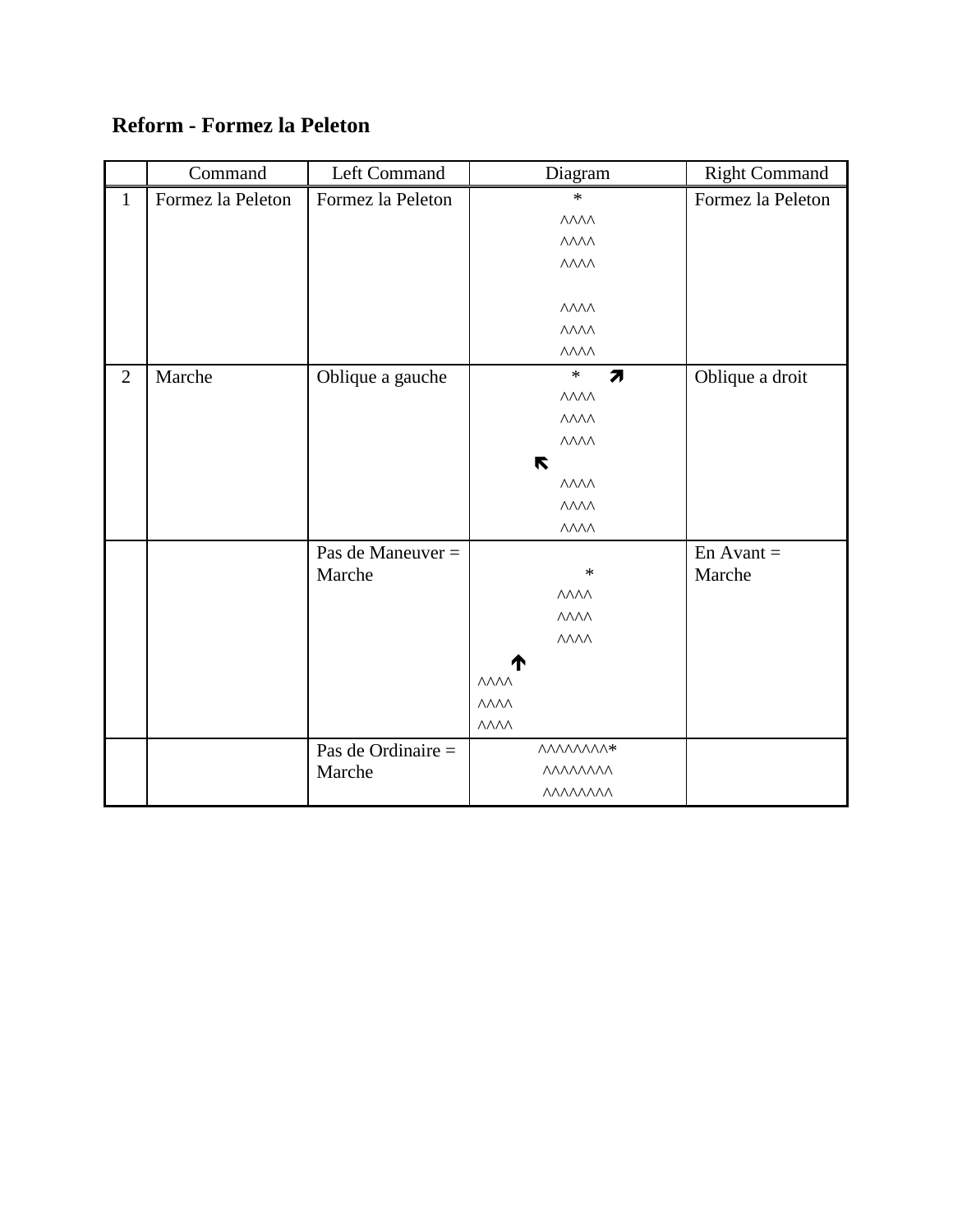## Reform - Formez la Peleton

| | Command | Left Command | Diagram | Right Command |
|---|---|---|---|---|
| 1 | Formez la Peleton | Formez la Peleton | *<br>^^^^<br>^^^^<br>^^^^<br><br>^^^^<br>^^^^<br>^^^^ | Formez la Peleton |
| 2 | Marche | Oblique a gauche | * ➚<br>^^^^<br>^^^^<br>^^^^<br>➘<br>^^^^<br>^^^^<br>^^^^ | Oblique a droit |
| | | Pas de Maneuver = Marche | *<br>^^^^<br>^^^^<br>^^^^<br>🡑<br>^^^^<br>^^^^<br>^^^^ | En Avant = Marche |
| | | Pas de Ordinaire = Marche | ^^^^^^^^*<br>^^^^^^^^<br>^^^^^^^^ | |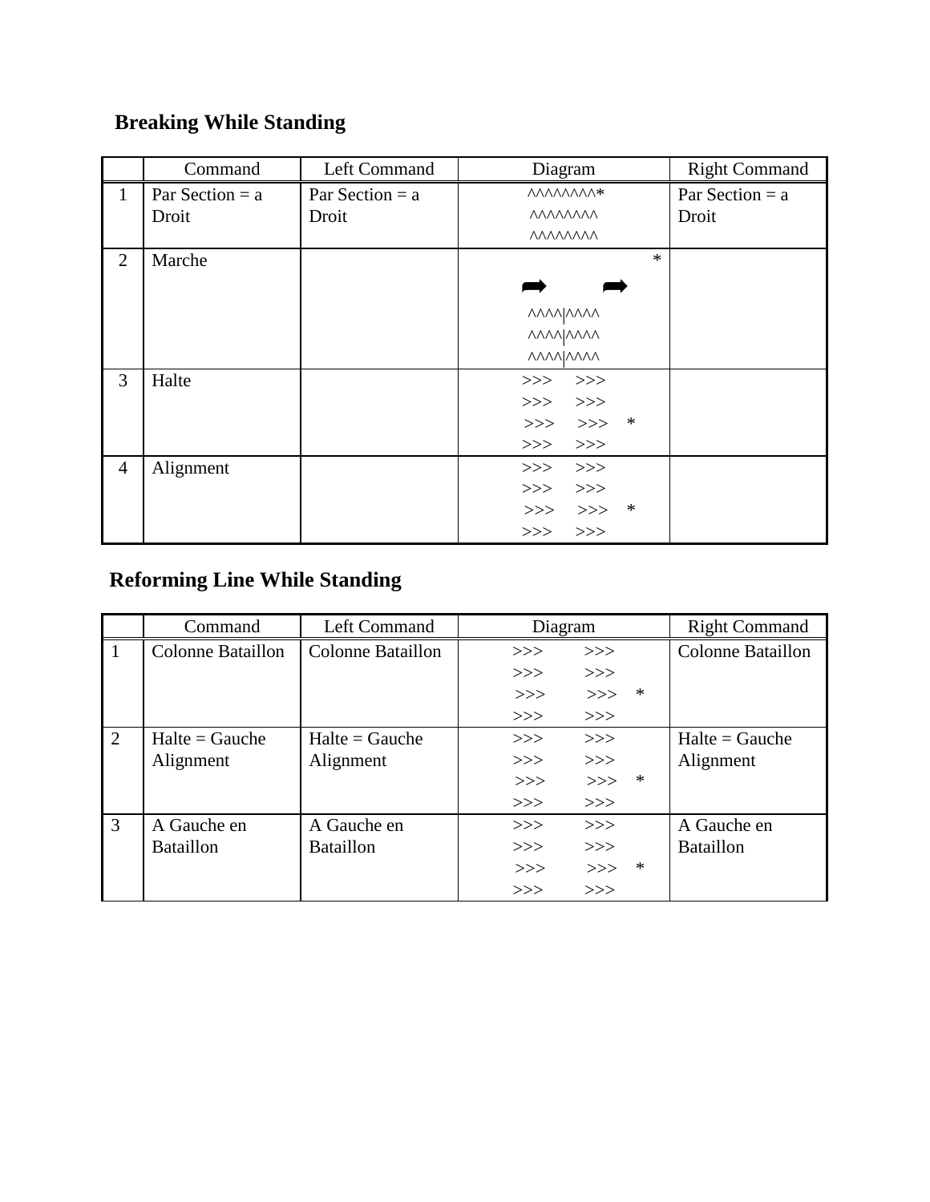### Breaking While Standing

| | Command | Left Command | Diagram | Right Command |
|---|---|---|---|---|
| 1 | Par Section = a Droit | Par Section = a Droit | ^^^^^^^^*<br>^^^^^^^^<br>^^^^^^^^ | Par Section = a Droit |
| 2 | Marche | | *<br>➦ ➦<br>^^^^\|^^^^<br>^^^^\|^^^^<br>^^^^\|^^^^ | |
| 3 | Halte | | >>> >>><br>>>> >>><br>>>> >>> *<br>>>> >>> | |
| 4 | Alignment | | >>> >>><br>>>> >>><br>>>> >>> *<br>>>> >>> | |

### Reforming Line While Standing

| | Command | Left Command | Diagram | Right Command |
|---|---|---|---|---|
| 1 | Colonne Bataillon | Colonne Bataillon | >>> >>><br>>>> >>><br>>>> >>> *<br>>>> >>> | Colonne Bataillon |
| 2 | Halte = Gauche Alignment | Halte = Gauche Alignment | >>> >>><br>>>> >>><br>>>> >>> *<br>>>> >>> | Halte = Gauche Alignment |
| 3 | A Gauche en Bataillon | A Gauche en Bataillon | >>> >>><br>>>> >>><br>>>> >>> *<br>>>> >>> | A Gauche en Bataillon |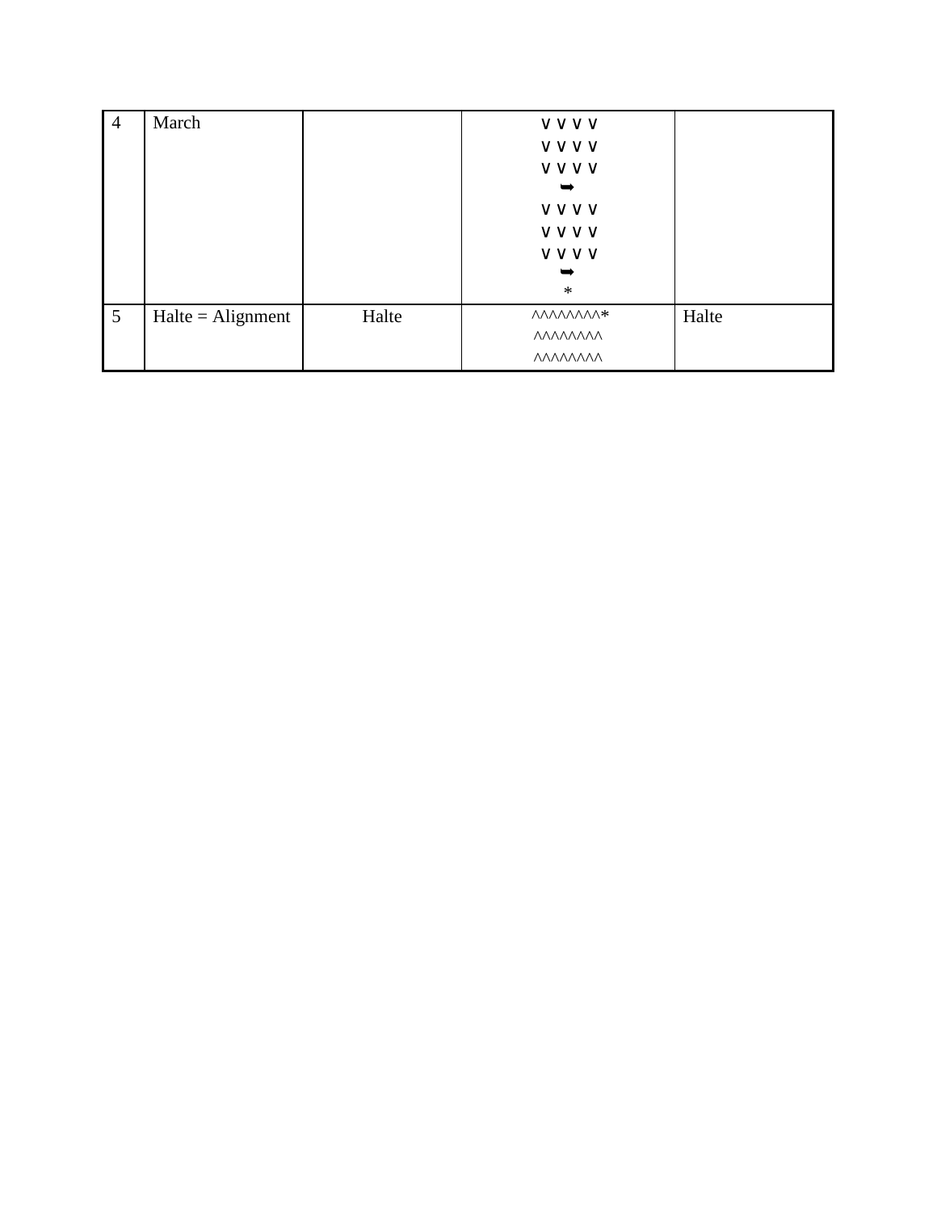| | | | | |
|---|---|---|---|---|
| 4 | March | | V V V V<br>V V V V<br>V V V V<br>➥<br>V V V V<br>V V V V<br>V V V V<br>➥<br>* | |
| 5 | Halte = Alignment | Halte | ^^^^^^^^*<br>^^^^^^^^<br>^^^^^^^^ | Halte |